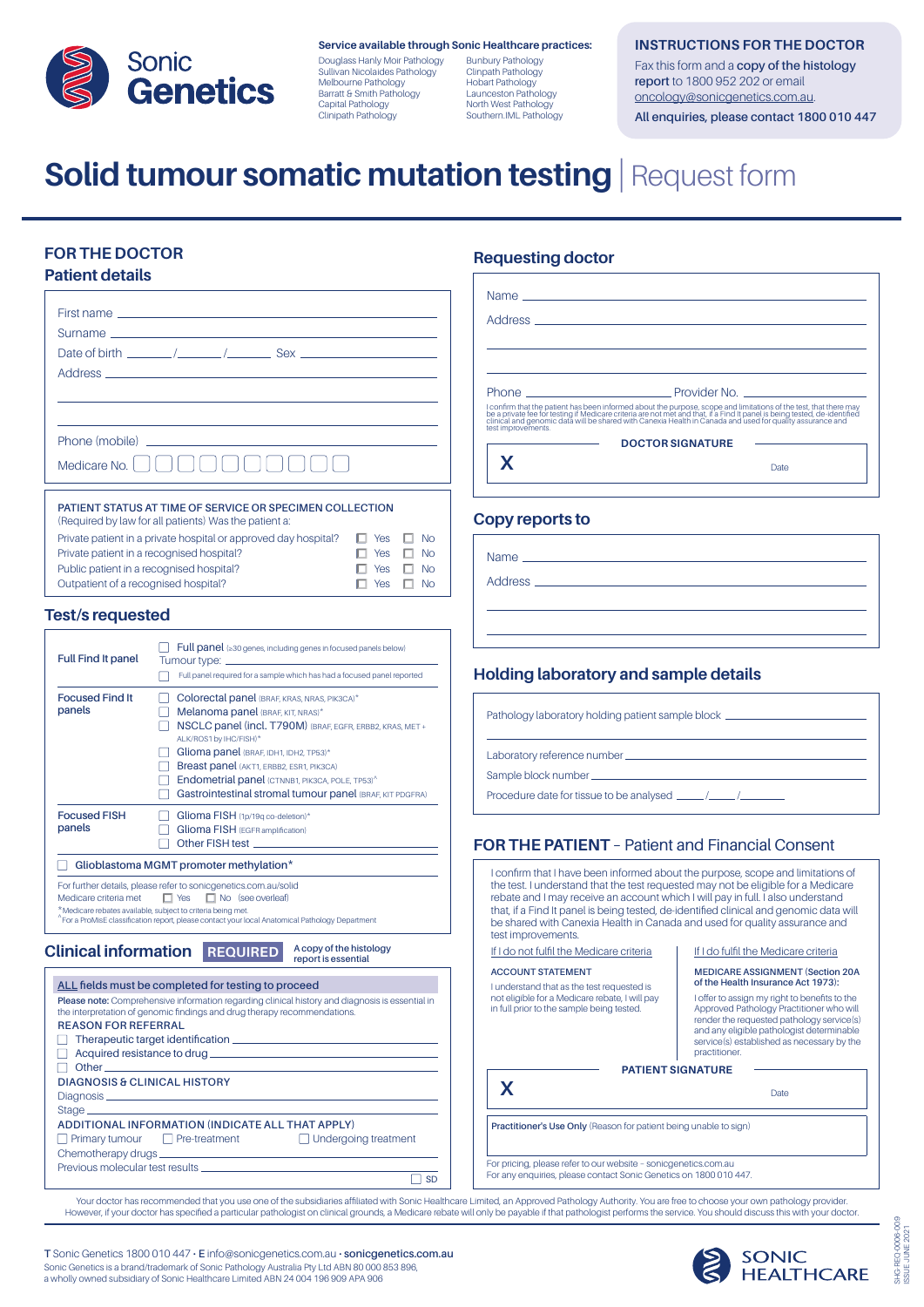Sonic Genetics

**Service available through Sonic Healthcare practices:**

Douglass Hanly Moir Pathology
Sullivan Nicolaides Pathology
Melbourne Pathology
Barratt & Smith Pathology
Capital Pathology
Clinipath Pathology
Bunbury Pathology
Clinpath Pathology
Hobart Pathology
Launceston Pathology
North West Pathology
Southern.IML Pathology

**INSTRUCTIONS FOR THE DOCTOR**

Fax this form and a **copy of the histology report** to 1800 952 202 or email oncology@sonicgenetics.com.au.

**All enquiries, please contact 1800 010 447**

# Solid tumour somatic mutation testing | Request form

## FOR THE DOCTOR

### Patient details

First name ______________________

Surname ______________________

Date of birth ____/____/____ Sex ______

Address ______________________

Phone (mobile) ______________________

Medicare No. ☐☐☐☐☐☐☐☐☐☐

**PATIENT STATUS AT TIME OF SERVICE OR SPECIMEN COLLECTION**
(Required by law for all patients) Was the patient a:

| | | |
|---|---|---|
| Private patient in a private hospital or approved day hospital? | ☐ Yes | ☐ No |
| Private patient in a recognised hospital? | ☐ Yes | ☐ No |
| Public patient in a recognised hospital? | ☐ Yes | ☐ No |
| Outpatient of a recognised hospital? | ☐ Yes | ☐ No |

### Test/s requested

| | |
|---|---|
| Full Find It panel | ☐ Full panel (≥30 genes, including genes in focused panels below) Tumour type: ______ <br> ☐ Full panel required for a sample which has had a focused panel reported |
| Focused Find It panels | ☐ Colorectal panel (BRAF, KRAS, NRAS, PIK3CA)* <br> ☐ Melanoma panel (BRAF, KIT, NRAS)* <br> ☐ NSCLC panel (incl. T790M) (BRAF, EGFR, ERBB2, KRAS, MET + ALK/ROS1 by IHC/FISH)* <br> ☐ Glioma panel (BRAF, IDH1, IDH2, TP53)* <br> ☐ Breast panel (AKT1, ERBB2, ESR1, PIK3CA) <br> ☐ Endometrial panel (CTNNB1, PIK3CA, POLE, TP53)^ <br> ☐ Gastrointestinal stromal tumour panel (BRAF, KIT PDGFRA) |
| Focused FISH panels | ☐ Glioma FISH (1p/19q co-deletion)* <br> ☐ Glioma FISH (EGFR amplification) <br> ☐ Other FISH test ______ |

☐ Glioblastoma MGMT promoter methylation*

For further details, please refer to sonicgenetics.com.au/solid
Medicare criteria met ☐ Yes ☐ No (see overleaf)
*Medicare rebates available, subject to criteria being met.
^For a ProMisE classification report, please contact your local Anatomical Pathology Department

### Clinical information **REQUIRED** — A copy of the histology report is essential

ALL fields must be completed for testing to proceed

**Please note:** Comprehensive information regarding clinical history and diagnosis is essential in the interpretation of genomic findings and drug therapy recommendations.

**REASON FOR REFERRAL**
☐ Therapeutic target identification ______
☐ Acquired resistance to drug ______
☐ Other ______

**DIAGNOSIS & CLINICAL HISTORY**
Diagnosis ______
Stage ______

**ADDITIONAL INFORMATION (INDICATE ALL THAT APPLY)**
☐ Primary tumour ☐ Pre-treatment ☐ Undergoing treatment
Chemotherapy drugs ______
Previous molecular test results ______ ☐ SD

### Requesting doctor

Name ______________________

Address ______________________

Phone ______________ Provider No. ______________

I confirm that the patient has been informed about the purpose, scope and limitations of the test, that there may be a private fee for testing if Medicare criteria are not met and that, if a Find It panel is being tested, de-identified clinical and genomic data will be shared with Canexia Health in Canada and used for quality assurance and test improvements.

**DOCTOR SIGNATURE**

X Date

### Copy reports to

Name ______________________

Address ______________________

### Holding laboratory and sample details

Pathology laboratory holding patient sample block ______________________

Laboratory reference number ______________________

Sample block number ______________________

Procedure date for tissue to be analysed ____/____/____

## FOR THE PATIENT – Patient and Financial Consent

I confirm that I have been informed about the purpose, scope and limitations of the test. I understand that the test requested may not be eligible for a Medicare rebate and I may receive an account which I will pay in full. I also understand that, if a Find It panel is being tested, de-identified clinical and genomic data will be shared with Canexia Health in Canada and used for quality assurance and test improvements.

| If I do not fulfil the Medicare criteria | If I do fulfil the Medicare criteria |
|---|---|
| **ACCOUNT STATEMENT** <br> I understand that as the test requested is not eligible for a Medicare rebate, I will pay in full prior to the sample being tested. | **MEDICARE ASSIGNMENT (Section 20A of the Health Insurance Act 1973):** <br> I offer to assign my right to benefits to the Approved Pathology Practitioner who will render the requested pathology service(s) and any eligible pathologist determinable service(s) established as necessary by the practitioner. |

**PATIENT SIGNATURE**

X Date

**Practitioner's Use Only** (Reason for patient being unable to sign)

For pricing, please refer to our website – sonicgenetics.com.au
For any enquiries, please contact Sonic Genetics on 1800 010 447.

Your doctor has recommended that you use one of the subsidiaries affiliated with Sonic Healthcare Limited, an Approved Pathology Authority. You are free to choose your own pathology provider. However, if your doctor has specified a particular pathologist on clinical grounds, a Medicare rebate will only be payable if that pathologist performs the service. You should discuss this with your doctor.

**T** Sonic Genetics 1800 010 447 • **E** info@sonicgenetics.com.au • **sonicgenetics.com.au**
Sonic Genetics is a brand/trademark of Sonic Pathology Australia Pty Ltd ABN 80 000 853 896, a wholly owned subsidiary of Sonic Healthcare Limited ABN 24 004 196 909 APA 906

SONIC HEALTHCARE

SHG-REQ-0006-009 ISSUE JUNE 2021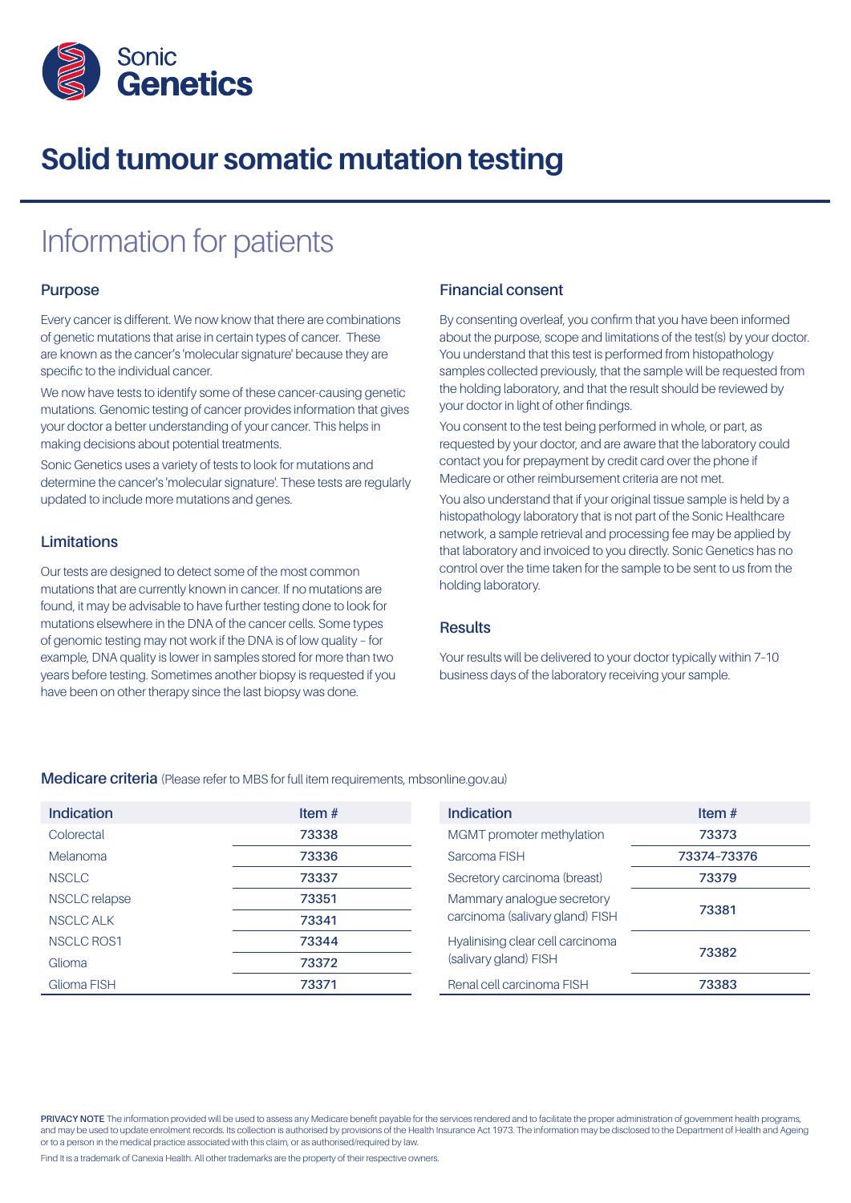Sonic **Genetics**

# Solid tumour somatic mutation testing

## Information for patients

### Purpose

Every cancer is different. We now know that there are combinations of genetic mutations that arise in certain types of cancer. These are known as the cancer's 'molecular signature' because they are specific to the individual cancer.

We now have tests to identify some of these cancer-causing genetic mutations. Genomic testing of cancer provides information that gives your doctor a better understanding of your cancer. This helps in making decisions about potential treatments.

Sonic Genetics uses a variety of tests to look for mutations and determine the cancer's 'molecular signature'. These tests are regularly updated to include more mutations and genes.

### Limitations

Our tests are designed to detect some of the most common mutations that are currently known in cancer. If no mutations are found, it may be advisable to have further testing done to look for mutations elsewhere in the DNA of the cancer cells. Some types of genomic testing may not work if the DNA is of low quality – for example, DNA quality is lower in samples stored for more than two years before testing. Sometimes another biopsy is requested if you have been on other therapy since the last biopsy was done.

### Financial consent

By consenting overleaf, you confirm that you have been informed about the purpose, scope and limitations of the test(s) by your doctor. You understand that this test is performed from histopathology samples collected previously, that the sample will be requested from the holding laboratory, and that the result should be reviewed by your doctor in light of other findings.

You consent to the test being performed in whole, or part, as requested by your doctor, and are aware that the laboratory could contact you for prepayment by credit card over the phone if Medicare or other reimbursement criteria are not met.

You also understand that if your original tissue sample is held by a histopathology laboratory that is not part of the Sonic Healthcare network, a sample retrieval and processing fee may be applied by that laboratory and invoiced to you directly. Sonic Genetics has no control over the time taken for the sample to be sent to us from the holding laboratory.

### Results

Your results will be delivered to your doctor typically within 7–10 business days of the laboratory receiving your sample.

### Medicare criteria (Please refer to MBS for full item requirements, mbsonline.gov.au)

| Indication | Item # |
|---|---|
| Colorectal | **73338** |
| Melanoma | **73336** |
| NSCLC | **73337** |
| NSCLC relapse | **73351** |
| NSCLC ALK | **73341** |
| NSCLC ROS1 | **73344** |
| Glioma | **73372** |
| Glioma FISH | **73371** |

| Indication | Item # |
|---|---|
| MGMT promoter methylation | **73373** |
| Sarcoma FISH | **73374-73376** |
| Secretory carcinoma (breast) | **73379** |
| Mammary analogue secretory carcinoma (salivary gland) FISH | **73381** |
| Hyalinising clear cell carcinoma (salivary gland) FISH | **73382** |
| Renal cell carcinoma FISH | **73383** |

**PRIVACY NOTE** The information provided will be used to assess any Medicare benefit payable for the services rendered and to facilitate the proper administration of government health programs, and may be used to update enrolment records. Its collection is authorised by provisions of the Health Insurance Act 1973. The information may be disclosed to the Department of Health and Ageing or to a person in the medical practice associated with this claim, or as authorised/required by law.

Find It is a trademark of Canexia Health. All other trademarks are the property of their respective owners.